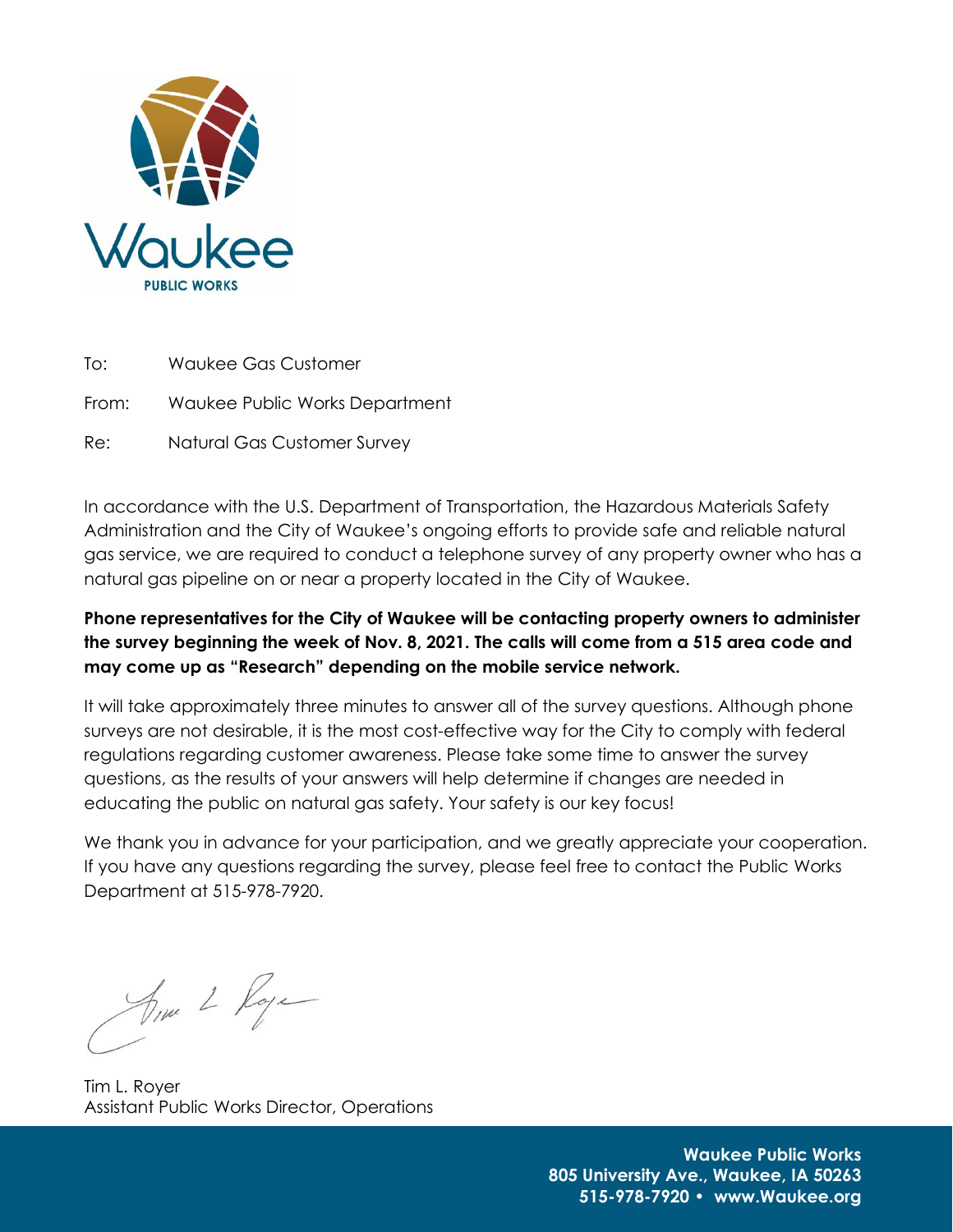Waukee

PUBLIC WORKS

To: Waukee Gas Customer

From: Waukee Public Works Department

Re: Natural Gas Customer Survey

In accordance with the U.S. Department of Transportation, the Hazardous Materials Safety Administration and the City of Waukee's ongoing efforts to provide safe and reliable natural gas service, we are required to conduct a telephone survey of any property owner who has a natural gas pipeline on or near a property located in the City of Waukee.

**Phone representatives for the City of Waukee will be contacting property owners to administer the survey beginning the week of Nov. 8, 2021. The calls will come from a 515 area code and may come up as "Research" depending on the mobile service network.**

It will take approximately three minutes to answer all of the survey questions. Although phone surveys are not desirable, it is the most cost-effective way for the City to comply with federal regulations regarding customer awareness. Please take some time to answer the survey questions, as the results of your answers will help determine if changes are needed in educating the public on natural gas safety. Your safety is our key focus!

We thank you in advance for your participation, and we greatly appreciate your cooperation. If you have any questions regarding the survey, please feel free to contact the Public Works Department at 515-978-7920.

Tim L. Royer
Assistant Public Works Director, Operations

**Waukee Public Works**
**805 University Ave., Waukee, IA 50263**
**515-978-7920 • www.Waukee.org**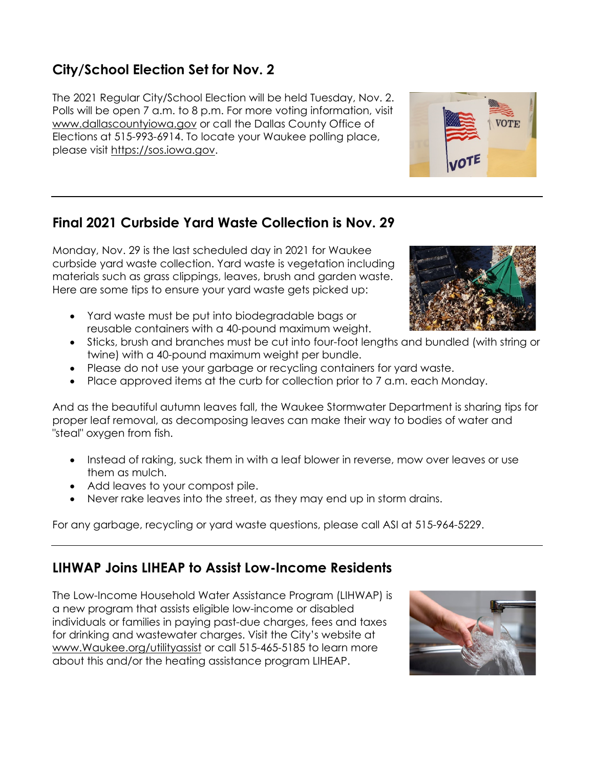## City/School Election Set for Nov. 2

The 2021 Regular City/School Election will be held Tuesday, Nov. 2. Polls will be open 7 a.m. to 8 p.m. For more voting information, visit www.dallascountyiowa.gov or call the Dallas County Office of Elections at 515-993-6914. To locate your Waukee polling place, please visit https://sos.iowa.gov.

---

## Final 2021 Curbside Yard Waste Collection is Nov. 29

Monday, Nov. 29 is the last scheduled day in 2021 for Waukee curbside yard waste collection. Yard waste is vegetation including materials such as grass clippings, leaves, brush and garden waste. Here are some tips to ensure your yard waste gets picked up:

- Yard waste must be put into biodegradable bags or reusable containers with a 40-pound maximum weight.
- Sticks, brush and branches must be cut into four-foot lengths and bundled (with string or twine) with a 40-pound maximum weight per bundle.
- Please do not use your garbage or recycling containers for yard waste.
- Place approved items at the curb for collection prior to 7 a.m. each Monday.

And as the beautiful autumn leaves fall, the Waukee Stormwater Department is sharing tips for proper leaf removal, as decomposing leaves can make their way to bodies of water and "steal" oxygen from fish.

- Instead of raking, suck them in with a leaf blower in reverse, mow over leaves or use them as mulch.
- Add leaves to your compost pile.
- Never rake leaves into the street, as they may end up in storm drains.

For any garbage, recycling or yard waste questions, please call ASI at 515-964-5229.

---

## LIHWAP Joins LIHEAP to Assist Low-Income Residents

The Low-Income Household Water Assistance Program (LIHWAP) is a new program that assists eligible low-income or disabled individuals or families in paying past-due charges, fees and taxes for drinking and wastewater charges. Visit the City's website at www.Waukee.org/utilityassist or call 515-465-5185 to learn more about this and/or the heating assistance program LIHEAP.